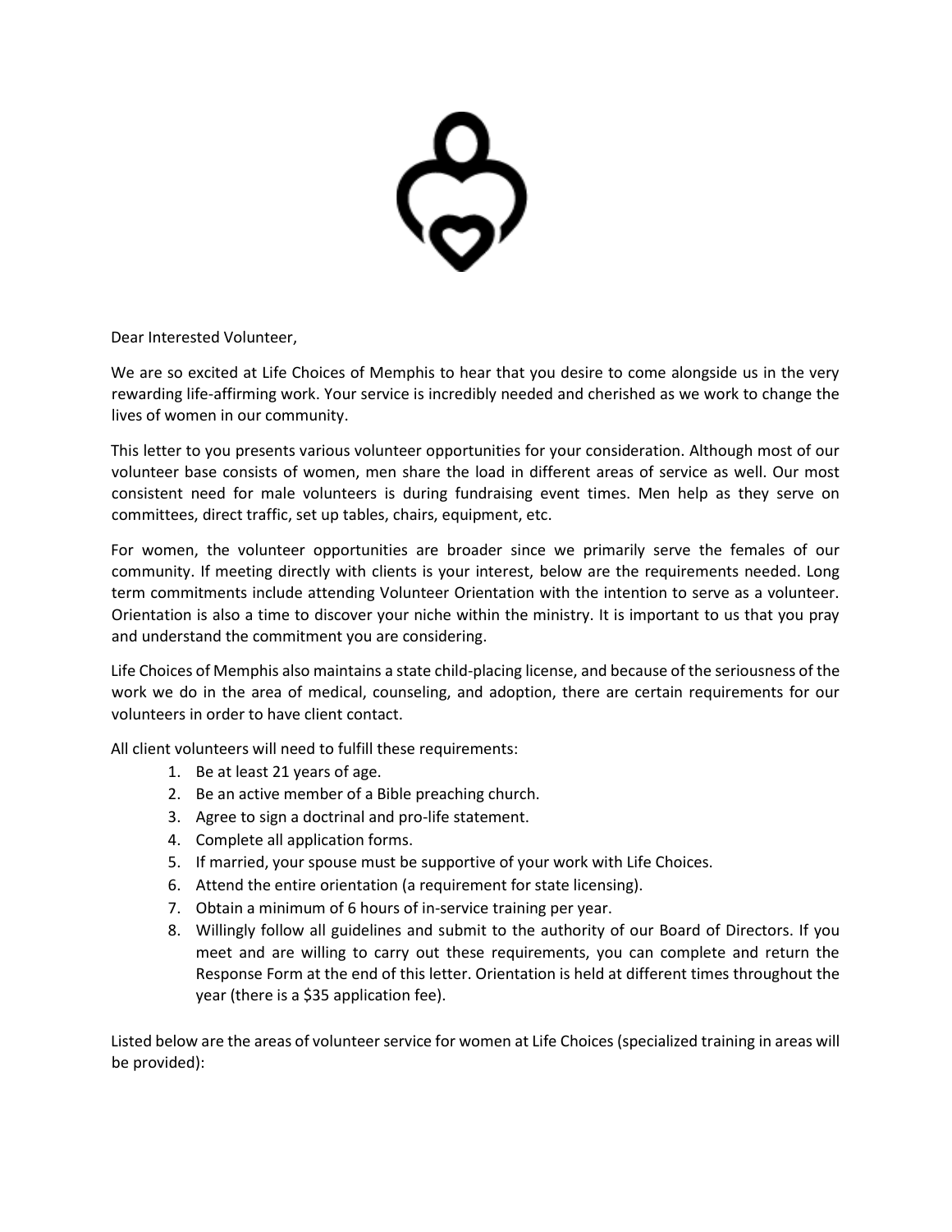Dear Interested Volunteer,

We are so excited at Life Choices of Memphis to hear that you desire to come alongside us in the very rewarding life-affirming work. Your service is incredibly needed and cherished as we work to change the lives of women in our community.

This letter to you presents various volunteer opportunities for your consideration. Although most of our volunteer base consists of women, men share the load in different areas of service as well. Our most consistent need for male volunteers is during fundraising event times. Men help as they serve on committees, direct traffic, set up tables, chairs, equipment, etc.

For women, the volunteer opportunities are broader since we primarily serve the females of our community. If meeting directly with clients is your interest, below are the requirements needed. Long term commitments include attending Volunteer Orientation with the intention to serve as a volunteer. Orientation is also a time to discover your niche within the ministry. It is important to us that you pray and understand the commitment you are considering.

Life Choices of Memphis also maintains a state child-placing license, and because of the seriousness of the work we do in the area of medical, counseling, and adoption, there are certain requirements for our volunteers in order to have client contact.

All client volunteers will need to fulfill these requirements:

1. Be at least 21 years of age.
2. Be an active member of a Bible preaching church.
3. Agree to sign a doctrinal and pro-life statement.
4. Complete all application forms.
5. If married, your spouse must be supportive of your work with Life Choices.
6. Attend the entire orientation (a requirement for state licensing).
7. Obtain a minimum of 6 hours of in-service training per year.
8. Willingly follow all guidelines and submit to the authority of our Board of Directors. If you meet and are willing to carry out these requirements, you can complete and return the Response Form at the end of this letter. Orientation is held at different times throughout the year (there is a $35 application fee).

Listed below are the areas of volunteer service for women at Life Choices (specialized training in areas will be provided):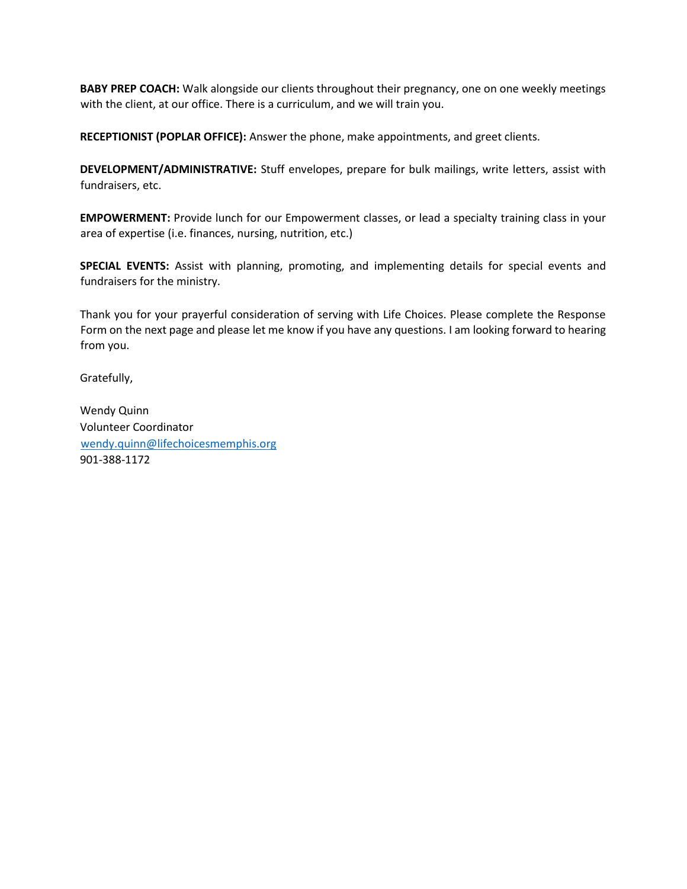**BABY PREP COACH:** Walk alongside our clients throughout their pregnancy, one on one weekly meetings with the client, at our office. There is a curriculum, and we will train you.

**RECEPTIONIST (POPLAR OFFICE):** Answer the phone, make appointments, and greet clients.

**DEVELOPMENT/ADMINISTRATIVE:** Stuff envelopes, prepare for bulk mailings, write letters, assist with fundraisers, etc.

**EMPOWERMENT:** Provide lunch for our Empowerment classes, or lead a specialty training class in your area of expertise (i.e. finances, nursing, nutrition, etc.)

**SPECIAL EVENTS:** Assist with planning, promoting, and implementing details for special events and fundraisers for the ministry.

Thank you for your prayerful consideration of serving with Life Choices. Please complete the Response Form on the next page and please let me know if you have any questions. I am looking forward to hearing from you.

Gratefully,

Wendy Quinn
Volunteer Coordinator
wendy.quinn@lifechoicesmemphis.org
901-388-1172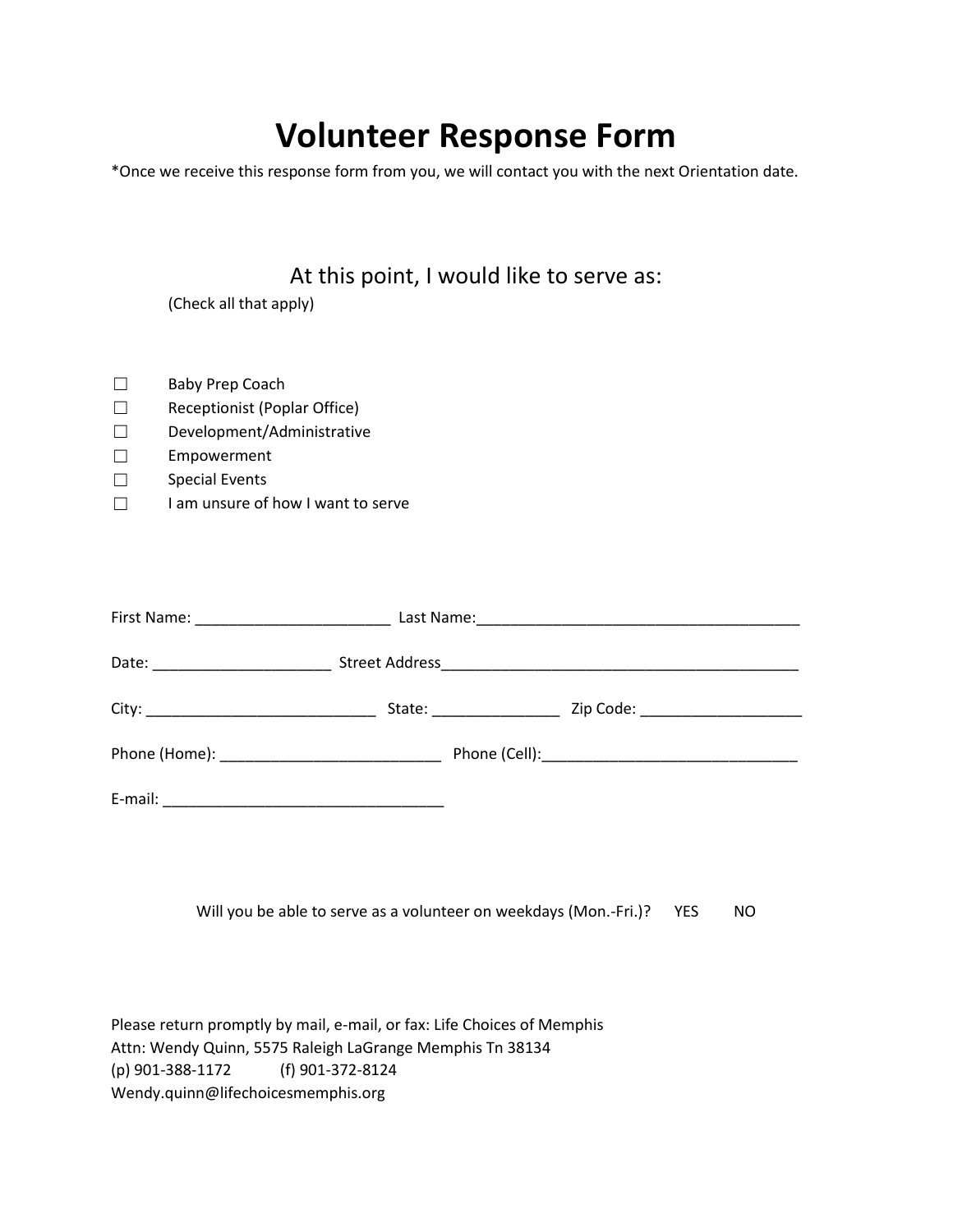# Volunteer Response Form

*Once we receive this response form from you, we will contact you with the next Orientation date.

## At this point, I would like to serve as:

(Check all that apply)

☐ Baby Prep Coach
☐ Receptionist (Poplar Office)
☐ Development/Administrative
☐ Empowerment
☐ Special Events
☐ I am unsure of how I want to serve

First Name: _______________________ Last Name: _____________________________________

Date: _____________________ Street Address ___________________________________________

City: ___________________________ State: _______________ Zip Code: ___________________

Phone (Home): _________________________ Phone (Cell): ______________________________

E-mail: ________________________________

Will you be able to serve as a volunteer on weekdays (Mon.-Fri.)? YES NO

Please return promptly by mail, e-mail, or fax: Life Choices of Memphis
Attn: Wendy Quinn, 5575 Raleigh LaGrange Memphis Tn 38134
(p) 901-388-1172 (f) 901-372-8124
Wendy.quinn@lifechoicesmemphis.org